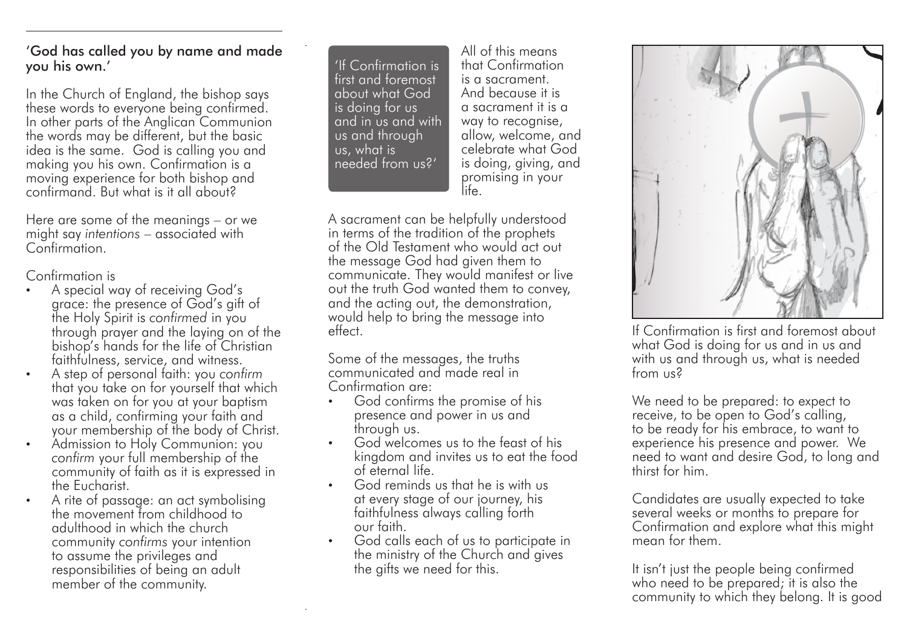'God has called you by name and made you his own.'

In the Church of England, the bishop says these words to everyone being confirmed. In other parts of the Anglican Communion the words may be different, but the basic idea is the same. God is calling you and making you his own. Confirmation is a moving experience for both bishop and confirmand. But what is it all about?

Here are some of the meanings – or we might say *intentions* – associated with Confirmation.

Confirmation is

- A special way of receiving God's grace: the presence of God's gift of the Holy Spirit is *confirmed* in you through prayer and the laying on of the bishop's hands for the life of Christian faithfulness, service, and witness.
- A step of personal faith: you *confirm* that you take on for yourself that which was taken on for you at your baptism as a child, confirming your faith and your membership of the body of Christ.
- Admission to Holy Communion: you *confirm* your full membership of the community of faith as it is expressed in the Eucharist.
- A rite of passage: an act symbolising the movement from childhood to adulthood in which the church community *confirms* your intention to assume the privileges and responsibilities of being an adult member of the community.

> 'If Confirmation is first and foremost about what God is doing for us and in us and with us and through us, what is needed from us?'

All of this means that Confirmation is a sacrament. And because it is a sacrament it is a way to recognise, allow, welcome, and celebrate what God is doing, giving, and promising in your life.

A sacrament can be helpfully understood in terms of the tradition of the prophets of the Old Testament who would act out the message God had given them to communicate. They would manifest or live out the truth God wanted them to convey, and the acting out, the demonstration, would help to bring the message into effect.

Some of the messages, the truths communicated and made real in Confirmation are:

- God confirms the promise of his presence and power in us and through us.
- God welcomes us to the feast of his kingdom and invites us to eat the food of eternal life.
- God reminds us that he is with us at every stage of our journey, his faithfulness always calling forth our faith.
- God calls each of us to participate in the ministry of the Church and gives the gifts we need for this.

If Confirmation is first and foremost about what God is doing for us and in us and with us and through us, what is needed from us?

We need to be prepared: to expect to receive, to be open to God's calling, to be ready for his embrace, to want to experience his presence and power. We need to want and desire God, to long and thirst for him.

Candidates are usually expected to take several weeks or months to prepare for Confirmation and explore what this might mean for them.

It isn't just the people being confirmed who need to be prepared; it is also the community to which they belong. It is good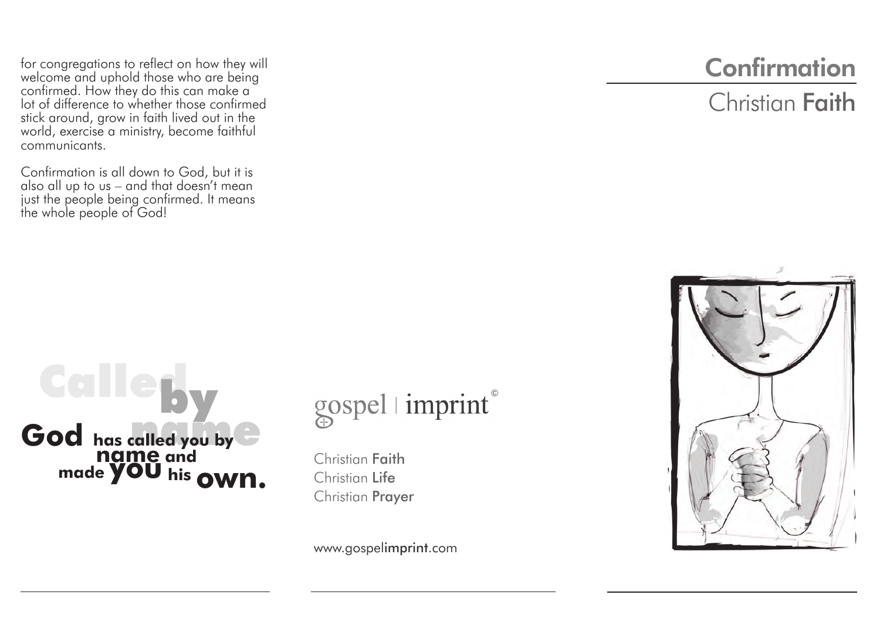for congregations to reflect on how they will welcome and uphold those who are being confirmed. How they do this can make a lot of difference to whether those confirmed stick around, grow in faith lived out in the world, exercise a ministry, become faithful communicants.

Confirmation is all down to God, but it is also all up to us – and that doesn't mean just the people being confirmed. It means the whole people of God!

Called by name

**God has called you by name and made you his own.**

gospel | imprint©

Christian **Faith**
Christian **Life**
Christian **Prayer**

www.gospel**imprint**.com

# Confirmation

## Christian **Faith**